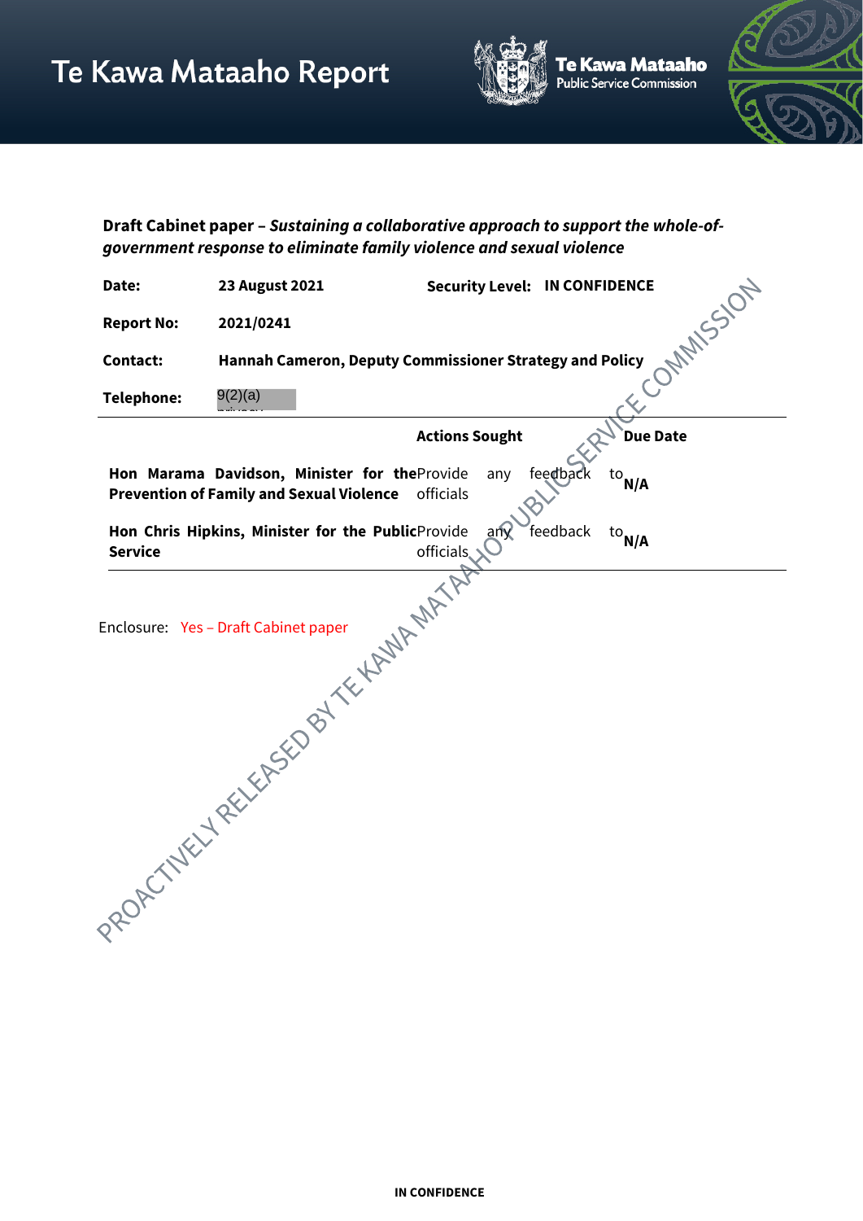# Te Kawa Mataaho Report

Te Kawa Mataaho Public Service Commission

**Draft Cabinet paper – *Sustaining a collaborative approach to support the whole-of-government response to eliminate family violence and sexual violence***

| | | | |
|---|---|---|---|
| **Date:** | **23 August 2021** | **Security Level:** | **IN CONFIDENCE** |
| **Report No:** | **2021/0241** | | |
| **Contact:** | **Hannah Cameron, Deputy Commissioner Strategy and Policy** | | |
| **Telephone:** | 9(2)(a) | | |

| | Actions Sought | Due Date |
|---|---|---|
| **Hon Marama Davidson, Minister for the Prevention of Family and Sexual Violence** | Provide any feedback to officials | **N/A** |
| **Hon Chris Hipkins, Minister for the Public Service** | Provide any feedback to officials | **N/A** |

Enclosure: Yes – Draft Cabinet paper

PROACTIVELY RELEASED BY TE KAWA MATAAHO PUBLIC SERVICE COMMISSION

IN CONFIDENCE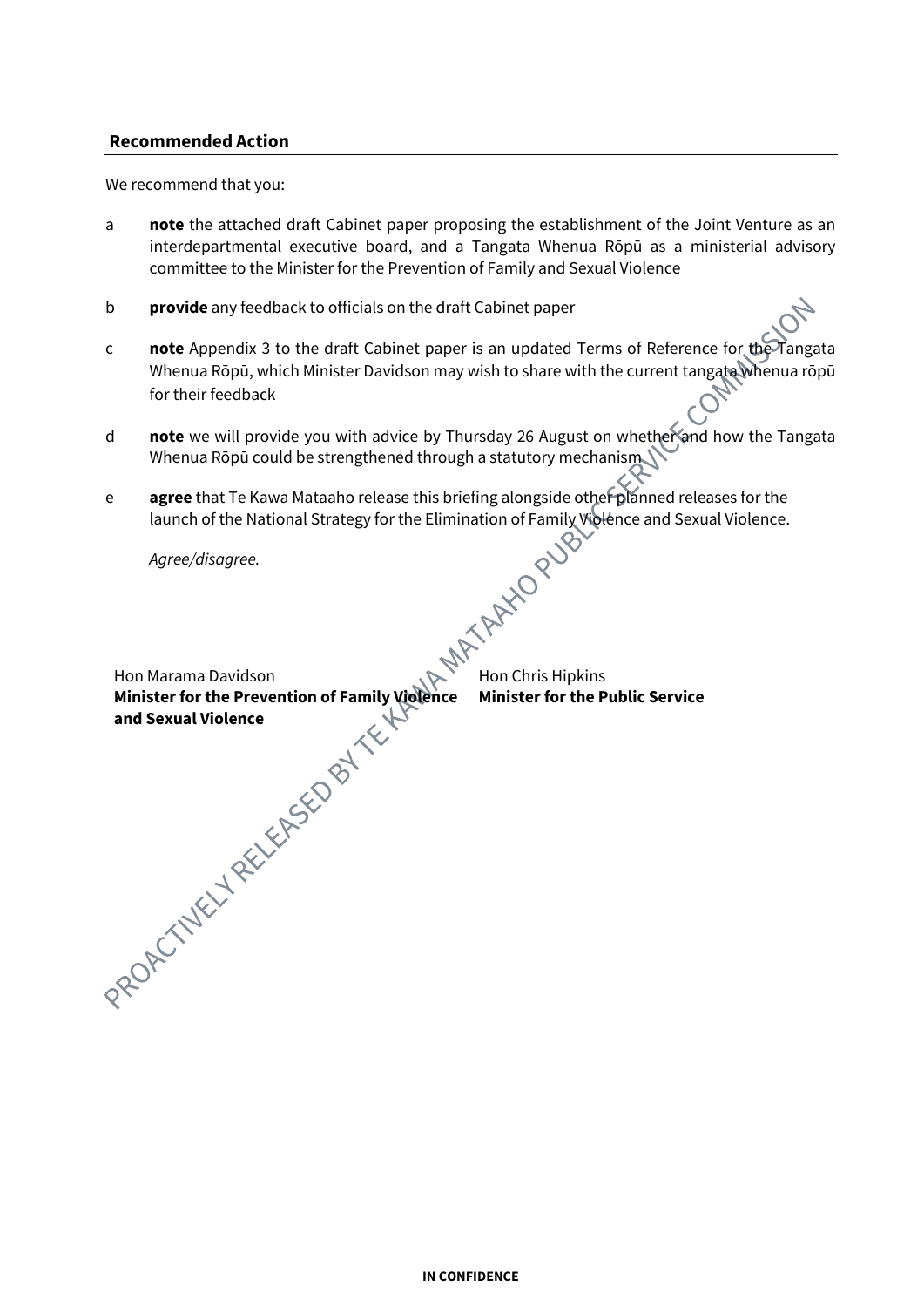## Recommended Action

We recommend that you:

a **note** the attached draft Cabinet paper proposing the establishment of the Joint Venture as an interdepartmental executive board, and a Tangata Whenua Rōpū as a ministerial advisory committee to the Minister for the Prevention of Family and Sexual Violence

b **provide** any feedback to officials on the draft Cabinet paper

c **note** Appendix 3 to the draft Cabinet paper is an updated Terms of Reference for the Tangata Whenua Rōpū, which Minister Davidson may wish to share with the current tangata whenua rōpū for their feedback

d **note** we will provide you with advice by Thursday 26 August on whether and how the Tangata Whenua Rōpū could be strengthened through a statutory mechanism

e **agree** that Te Kawa Mataaho release this briefing alongside other planned releases for the launch of the National Strategy for the Elimination of Family Violence and Sexual Violence.

*Agree/disagree.*

Hon Marama Davidson
**Minister for the Prevention of Family Violence and Sexual Violence**

Hon Chris Hipkins
**Minister for the Public Service**

PROACTIVELY RELEASED BY TE KAWA MATAAHO PUBLIC SERVICE COMMISSION

**IN CONFIDENCE**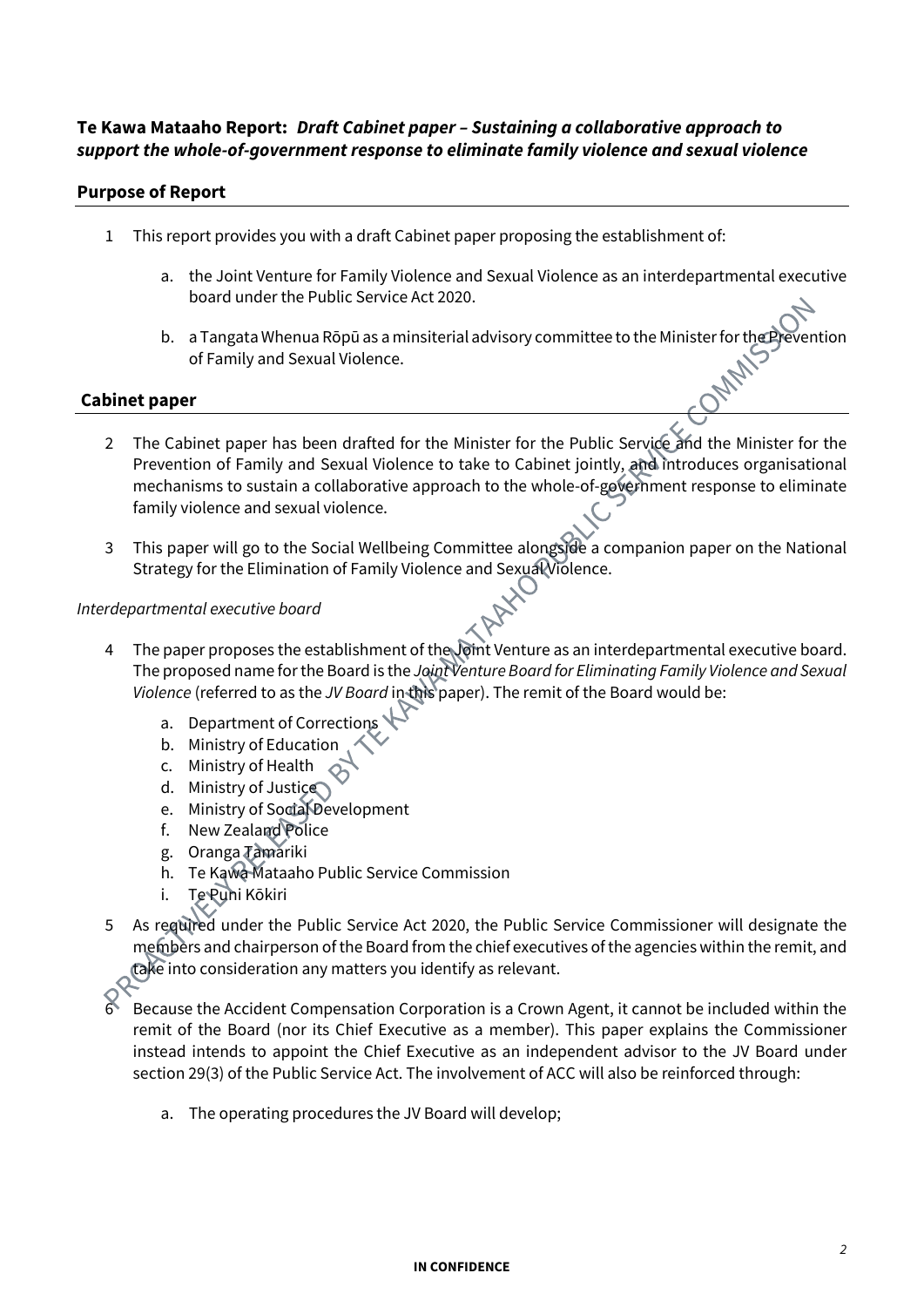**Te Kawa Mataaho Report:** ***Draft Cabinet paper – Sustaining a collaborative approach to support the whole-of-government response to eliminate family violence and sexual violence***

## Purpose of Report

1 This report provides you with a draft Cabinet paper proposing the establishment of:

  a. the Joint Venture for Family Violence and Sexual Violence as an interdepartmental executive board under the Public Service Act 2020.

  b. a Tangata Whenua Rōpū as a minsiterial advisory committee to the Minister for the Prevention of Family and Sexual Violence.

## Cabinet paper

2 The Cabinet paper has been drafted for the Minister for the Public Service and the Minister for the Prevention of Family and Sexual Violence to take to Cabinet jointly, and introduces organisational mechanisms to sustain a collaborative approach to the whole-of-government response to eliminate family violence and sexual violence.

3 This paper will go to the Social Wellbeing Committee alongside a companion paper on the National Strategy for the Elimination of Family Violence and Sexual Violence.

*Interdepartmental executive board*

4 The paper proposes the establishment of the Joint Venture as an interdepartmental executive board. The proposed name for the Board is the *Joint Venture Board for Eliminating Family Violence and Sexual Violence* (referred to as the *JV Board* in this paper). The remit of the Board would be:

  a. Department of Corrections
  b. Ministry of Education
  c. Ministry of Health
  d. Ministry of Justice
  e. Ministry of Social Development
  f. New Zealand Police
  g. Oranga Tamariki
  h. Te Kawa Mataaho Public Service Commission
  i. Te Puni Kōkiri

5 As required under the Public Service Act 2020, the Public Service Commissioner will designate the members and chairperson of the Board from the chief executives of the agencies within the remit, and take into consideration any matters you identify as relevant.

6 Because the Accident Compensation Corporation is a Crown Agent, it cannot be included within the remit of the Board (nor its Chief Executive as a member). This paper explains the Commissioner instead intends to appoint the Chief Executive as an independent advisor to the JV Board under section 29(3) of the Public Service Act. The involvement of ACC will also be reinforced through:

  a. The operating procedures the JV Board will develop;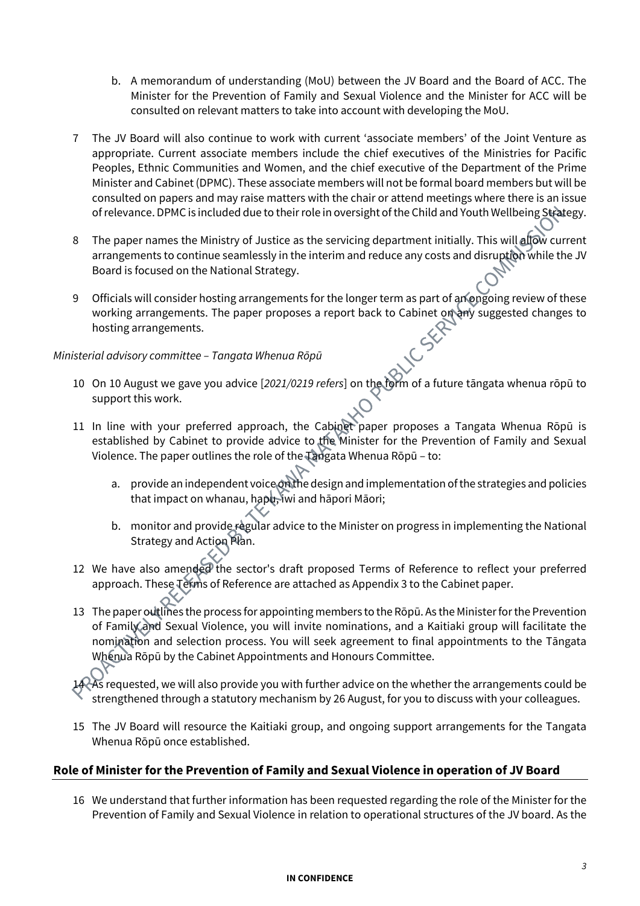b. A memorandum of understanding (MoU) between the JV Board and the Board of ACC. The Minister for the Prevention of Family and Sexual Violence and the Minister for ACC will be consulted on relevant matters to take into account with developing the MoU.

7 The JV Board will also continue to work with current 'associate members' of the Joint Venture as appropriate. Current associate members include the chief executives of the Ministries for Pacific Peoples, Ethnic Communities and Women, and the chief executive of the Department of the Prime Minister and Cabinet (DPMC). These associate members will not be formal board members but will be consulted on papers and may raise matters with the chair or attend meetings where there is an issue of relevance. DPMC is included due to their role in oversight of the Child and Youth Wellbeing Strategy.

8 The paper names the Ministry of Justice as the servicing department initially. This will allow current arrangements to continue seamlessly in the interim and reduce any costs and disruption while the JV Board is focused on the National Strategy.

9 Officials will consider hosting arrangements for the longer term as part of an ongoing review of these working arrangements. The paper proposes a report back to Cabinet on any suggested changes to hosting arrangements.

*Ministerial advisory committee – Tangata Whenua Rōpū*

10 On 10 August we gave you advice [*2021/0219 refers*] on the form of a future tāngata whenua rōpū to support this work.

11 In line with your preferred approach, the Cabinet paper proposes a Tangata Whenua Rōpū is established by Cabinet to provide advice to the Minister for the Prevention of Family and Sexual Violence. The paper outlines the role of the Tangata Whenua Rōpū – to:

a. provide an independent voice on the design and implementation of the strategies and policies that impact on whanau, hapū, iwi and hāpori Māori;

b. monitor and provide regular advice to the Minister on progress in implementing the National Strategy and Action Plan.

12 We have also amended the sector's draft proposed Terms of Reference to reflect your preferred approach. These Terms of Reference are attached as Appendix 3 to the Cabinet paper.

13 The paper outlines the process for appointing members to the Rōpū. As the Minister for the Prevention of Family and Sexual Violence, you will invite nominations, and a Kaitiaki group will facilitate the nomination and selection process. You will seek agreement to final appointments to the Tāngata Whenua Rōpū by the Cabinet Appointments and Honours Committee.

14 As requested, we will also provide you with further advice on the whether the arrangements could be strengthened through a statutory mechanism by 26 August, for you to discuss with your colleagues.

15 The JV Board will resource the Kaitiaki group, and ongoing support arrangements for the Tangata Whenua Rōpū once established.

## Role of Minister for the Prevention of Family and Sexual Violence in operation of JV Board

16 We understand that further information has been requested regarding the role of the Minister for the Prevention of Family and Sexual Violence in relation to operational structures of the JV board. As the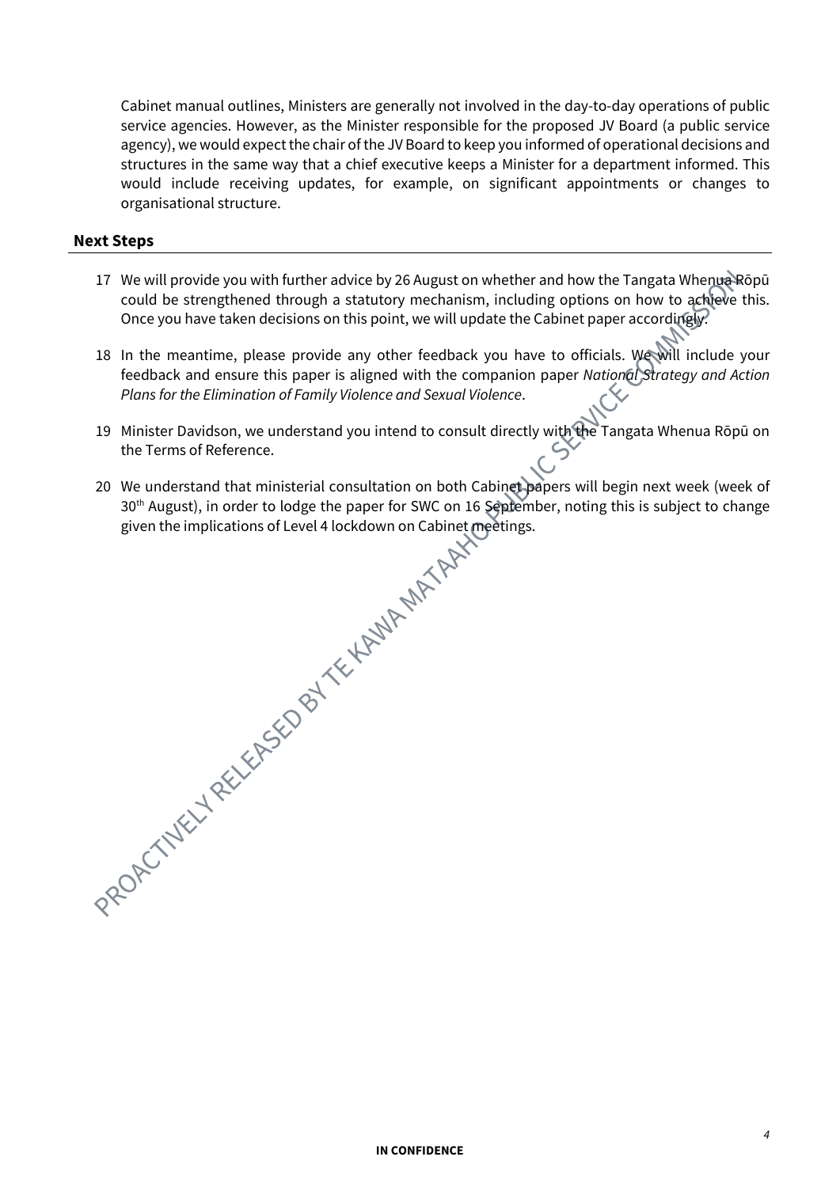Cabinet manual outlines, Ministers are generally not involved in the day-to-day operations of public service agencies. However, as the Minister responsible for the proposed JV Board (a public service agency), we would expect the chair of the JV Board to keep you informed of operational decisions and structures in the same way that a chief executive keeps a Minister for a department informed. This would include receiving updates, for example, on significant appointments or changes to organisational structure.

## Next Steps

17 We will provide you with further advice by 26 August on whether and how the Tangata Whenua Rōpū could be strengthened through a statutory mechanism, including options on how to achieve this. Once you have taken decisions on this point, we will update the Cabinet paper accordingly.

18 In the meantime, please provide any other feedback you have to officials. We will include your feedback and ensure this paper is aligned with the companion paper *National Strategy and Action Plans for the Elimination of Family Violence and Sexual Violence*.

19 Minister Davidson, we understand you intend to consult directly with the Tangata Whenua Rōpū on the Terms of Reference.

20 We understand that ministerial consultation on both Cabinet papers will begin next week (week of 30th August), in order to lodge the paper for SWC on 16 September, noting this is subject to change given the implications of Level 4 lockdown on Cabinet meetings.

PROACTIVELY RELEASED BY TE KAWA MATAAHO PUBLIC SERVICE COMMISSION

IN CONFIDENCE